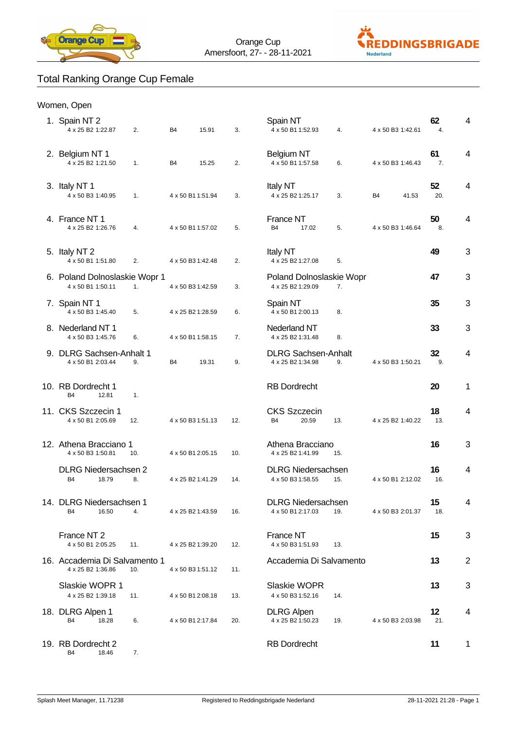Orange Cup
Amersfoort, 27- - 28-11-2021

## Total Ranking Orange Cup Female

### Women, Open

| Rank | Team | Event | Time | Place | Event | Time | Place | Club | Event | Time | Place | Event | Time | Points | Place | Count |
|---|---|---|---|---|---|---|---|---|---|---|---|---|---|---|---|---|
| 1. | Spain NT 2 | 4 x 25 B2 | 1:22.87 | 2. | B4 | 15.91 | 3. | Spain NT | 4 x 50 B1 | 1:52.93 | 4. | 4 x 50 B3 | 1:42.61 | **62** | 4. | 4 |
| 2. | Belgium NT 1 | 4 x 25 B2 | 1:21.50 | 1. | B4 | 15.25 | 2. | Belgium NT | 4 x 50 B1 | 1:57.58 | 6. | 4 x 50 B3 | 1:46.43 | **61** | 7. | 4 |
| 3. | Italy NT 1 | 4 x 50 B3 | 1:40.95 | 1. | 4 x 50 B1 | 1:51.94 | 3. | Italy NT | 4 x 25 B2 | 1:25.17 | 3. | B4 | 41.53 | **52** | 20. | 4 |
| 4. | France NT 1 | 4 x 25 B2 | 1:26.76 | 4. | 4 x 50 B1 | 1:57.02 | 5. | France NT | B4 | 17.02 | 5. | 4 x 50 B3 | 1:46.64 | **50** | 8. | 4 |
| 5. | Italy NT 2 | 4 x 50 B1 | 1:51.80 | 2. | 4 x 50 B3 | 1:42.48 | 2. | Italy NT | 4 x 25 B2 | 1:27.08 | 5. | | | **49** | | 3 |
| 6. | Poland Dolnoslaskie Wopr 1 | 4 x 50 B1 | 1:50.11 | 1. | 4 x 50 B3 | 1:42.59 | 3. | Poland Dolnoslaskie Wopr | 4 x 25 B2 | 1:29.09 | 7. | | | **47** | | 3 |
| 7. | Spain NT 1 | 4 x 50 B3 | 1:45.40 | 5. | 4 x 25 B2 | 1:28.59 | 6. | Spain NT | 4 x 50 B1 | 2:00.13 | 8. | | | **35** | | 3 |
| 8. | Nederland NT 1 | 4 x 50 B3 | 1:45.76 | 6. | 4 x 50 B1 | 1:58.15 | 7. | Nederland NT | 4 x 25 B2 | 1:31.48 | 8. | | | **33** | | 3 |
| 9. | DLRG Sachsen-Anhalt 1 | 4 x 50 B1 | 2:03.44 | 9. | B4 | 19.31 | 9. | DLRG Sachsen-Anhalt | 4 x 25 B2 | 1:34.98 | 9. | 4 x 50 B3 | 1:50.21 | **32** | 9. | 4 |
| 10. | RB Dordrecht 1 | B4 | 12.81 | 1. | | | | RB Dordrecht | | | | | | **20** | | 1 |
| 11. | CKS Szczecin 1 | 4 x 50 B1 | 2:05.69 | 12. | 4 x 50 B3 | 1:51.13 | 12. | CKS Szczecin | B4 | 20.59 | 13. | 4 x 25 B2 | 1:40.22 | **18** | 13. | 4 |
| 12. | Athena Bracciano 1 | 4 x 50 B3 | 1:50.81 | 10. | 4 x 50 B1 | 2:05.15 | 10. | Athena Bracciano | 4 x 25 B2 | 1:41.99 | 15. | | | **16** | | 3 |
| | DLRG Niedersachsen 2 | B4 | 18.79 | 8. | 4 x 25 B2 | 1:41.29 | 14. | DLRG Niedersachsen | 4 x 50 B3 | 1:58.55 | 15. | 4 x 50 B1 | 2:12.02 | **16** | 16. | 4 |
| 14. | DLRG Niedersachsen 1 | B4 | 16.50 | 4. | 4 x 25 B2 | 1:43.59 | 16. | DLRG Niedersachsen | 4 x 50 B1 | 2:17.03 | 19. | 4 x 50 B3 | 2:01.37 | **15** | 18. | 4 |
| | France NT 2 | 4 x 50 B1 | 2:05.25 | 11. | 4 x 25 B2 | 1:39.20 | 12. | France NT | 4 x 50 B3 | 1:51.93 | 13. | | | **15** | | 3 |
| 16. | Accademia Di Salvamento 1 | 4 x 25 B2 | 1:36.86 | 10. | 4 x 50 B3 | 1:51.12 | 11. | Accademia Di Salvamento | | | | | | **13** | | 2 |
| | Slaskie WOPR 1 | 4 x 25 B2 | 1:39.18 | 11. | 4 x 50 B1 | 2:08.18 | 13. | Slaskie WOPR | 4 x 50 B3 | 1:52.16 | 14. | | | **13** | | 3 |
| 18. | DLRG Alpen 1 | B4 | 18.28 | 6. | 4 x 50 B1 | 2:17.84 | 20. | DLRG Alpen | 4 x 25 B2 | 1:50.23 | 19. | 4 x 50 B3 | 2:03.98 | **12** | 21. | 4 |
| 19. | RB Dordrecht 2 | B4 | 18.46 | 7. | | | | RB Dordrecht | | | | | | **11** | | 1 |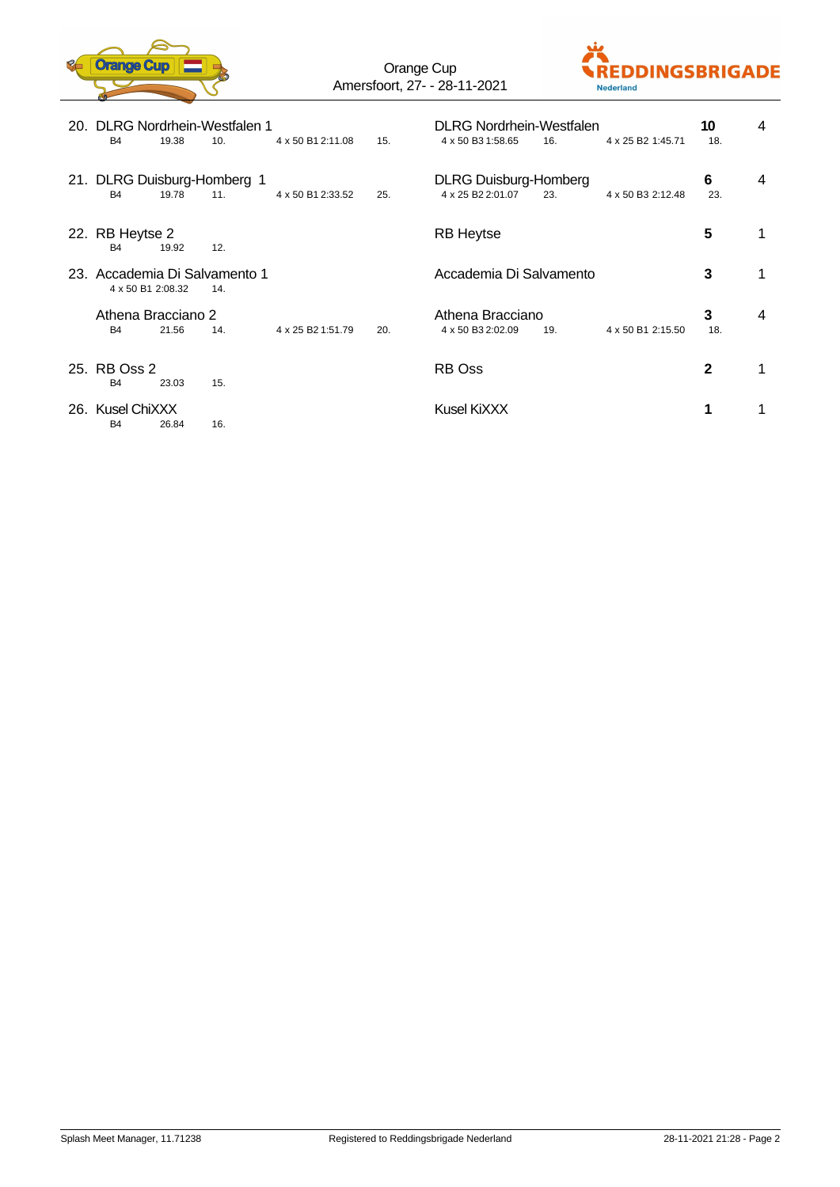| | | | | | | | | | | | | | |
|---|---|---|---|---|---|---|---|---|---|---|---|---|---|
| 20. | DLRG Nordrhein-Westfalen 1 | | | | | DLRG Nordrhein-Westfalen | | | | | **10** | 4 |
| | B4 | 19.38 | 10. | 4 x 50 B1 2:11.08 | 15. | 4 x 50 B3 1:58.65 | 16. | 4 x 25 B2 1:45.71 | 18. | | | |
| 21. | DLRG Duisburg-Homberg 1 | | | | | DLRG Duisburg-Homberg | | | | | **6** | 4 |
| | B4 | 19.78 | 11. | 4 x 50 B1 2:33.52 | 25. | 4 x 25 B2 2:01.07 | 23. | 4 x 50 B3 2:12.48 | 23. | | | |
| 22. | RB Heytse 2 | | | | | RB Heytse | | | | | **5** | 1 |
| | B4 | 19.92 | 12. | | | | | | | | | |
| 23. | Accademia Di Salvamento 1 | | | | | Accademia Di Salvamento | | | | | **3** | 1 |
| | 4 x 50 B1 2:08.32 | | 14. | | | | | | | | | |
| | Athena Bracciano 2 | | | | | Athena Bracciano | | | | | **3** | 4 |
| | B4 | 21.56 | 14. | 4 x 25 B2 1:51.79 | 20. | 4 x 50 B3 2:02.09 | 19. | 4 x 50 B1 2:15.50 | 18. | | | |
| 25. | RB Oss 2 | | | | | RB Oss | | | | | **2** | 1 |
| | B4 | 23.03 | 15. | | | | | | | | | |
| 26. | Kusel ChiXXX | | | | | Kusel KiXXX | | | | | **1** | 1 |
| | B4 | 26.84 | 16. | | | | | | | | | |